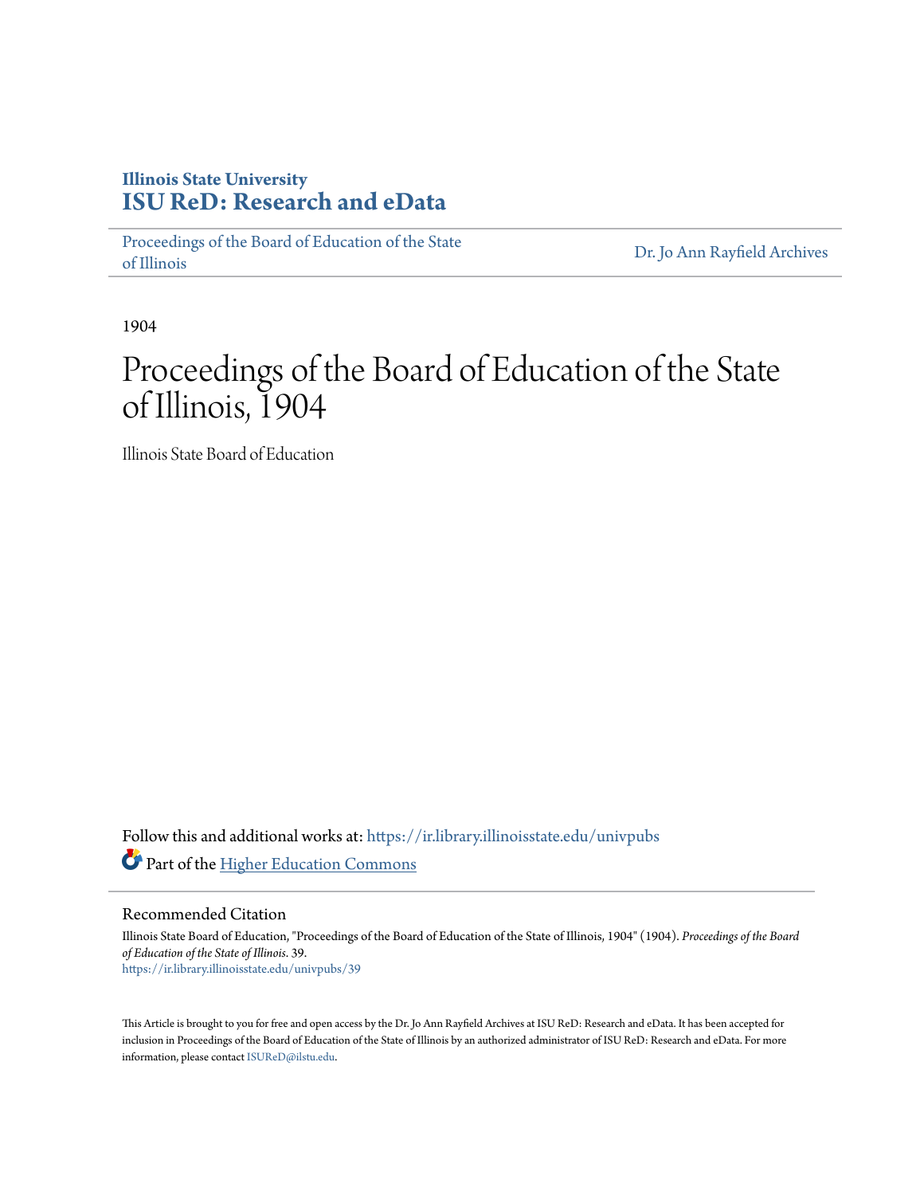**Illinois State University**
**ISU ReD: Research and eData**

Proceedings of the Board of Education of the State of Illinois | Dr. Jo Ann Rayfield Archives

1904

# Proceedings of the Board of Education of the State of Illinois, 1904

Illinois State Board of Education

Follow this and additional works at: https://ir.library.illinoisstate.edu/univpubs

Part of the Higher Education Commons

## Recommended Citation

Illinois State Board of Education, "Proceedings of the Board of Education of the State of Illinois, 1904" (1904). *Proceedings of the Board of Education of the State of Illinois*. 39.
https://ir.library.illinoisstate.edu/univpubs/39

This Article is brought to you for free and open access by the Dr. Jo Ann Rayfield Archives at ISU ReD: Research and eData. It has been accepted for inclusion in Proceedings of the Board of Education of the State of Illinois by an authorized administrator of ISU ReD: Research and eData. For more information, please contact ISUReD@ilstu.edu.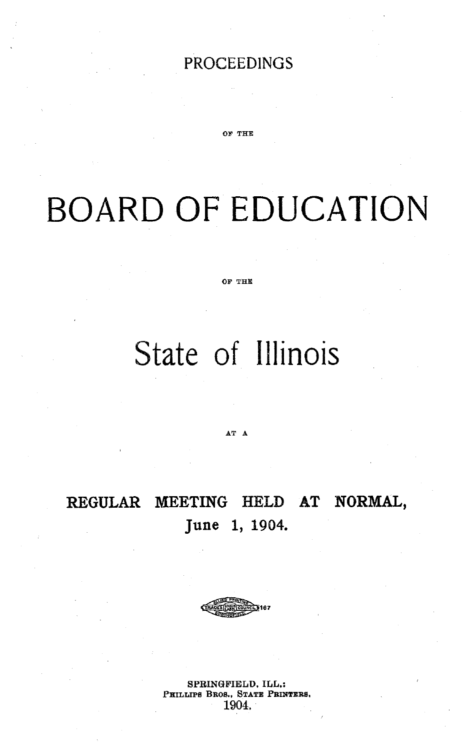PROCEEDINGS

OF THE

# BOARD OF EDUCATION

OF THE

## State of Illinois

AT A

**REGULAR MEETING HELD AT NORMAL,**

**June 1, 1904.**

SPRINGFIELD, ILL.:
PHILLIPS BROS., STATE PRINTERS.
1904.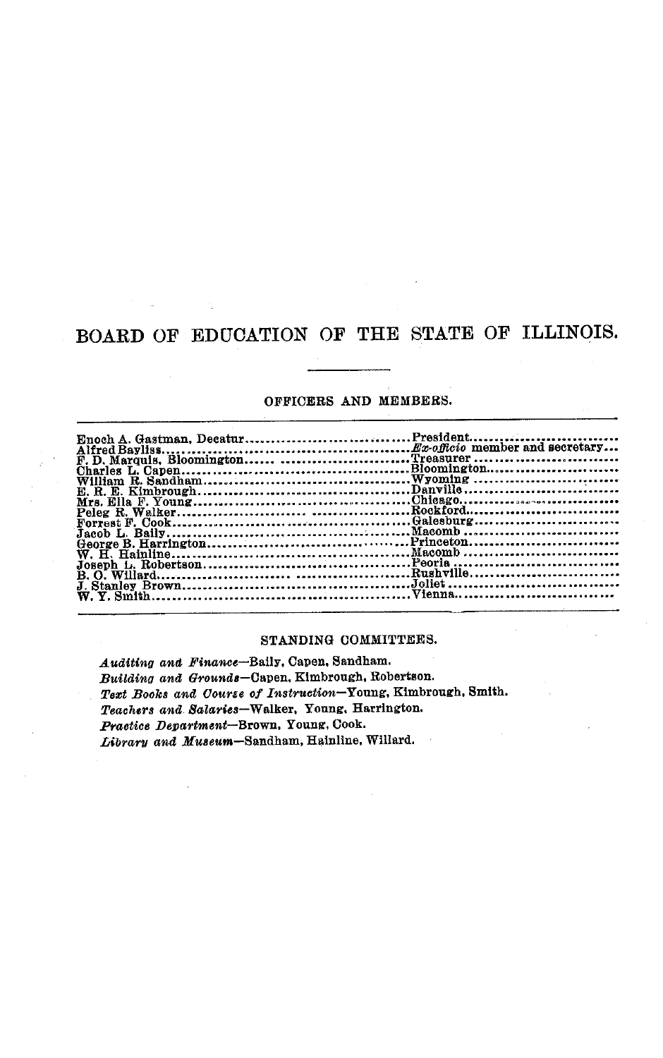# BOARD OF EDUCATION OF THE STATE OF ILLINOIS.

## OFFICERS AND MEMBERS.

| | |
|---|---|
| Enoch A. Gastman, Decatur | President |
| Alfred Bayliss | *Ex-officio* member and secretary |
| F. D. Marquis, Bloomington | Treasurer |
| Charles L. Capen | Bloomington |
| William R. Sandham | Wyoming |
| E. R. E. Kimbrough | Danville |
| Mrs. Ella F. Young | Chicago |
| Peleg R. Walker | Rockford |
| Forrest F. Cook | Galesburg |
| Jacob L. Baily | Macomb |
| George B. Harrington | Princeton |
| W. H. Hainline | Macomb |
| Joseph L. Robertson | Peoria |
| B. O. Willard | Rushville |
| J. Stanley Brown | Joliet |
| W. Y. Smith | Vienna |

## STANDING COMMITTEES.

*Auditing and Finance*—Baily, Capen, Sandham.

*Building and Grounds*—Capen, Kimbrough, Robertson.

*Text Books and Course of Instruction*—Young, Kimbrough, Smith.

*Teachers and Salaries*—Walker, Young, Harrington.

*Practice Department*—Brown, Young, Cook.

*Library and Museum*—Sandham, Hainline, Willard.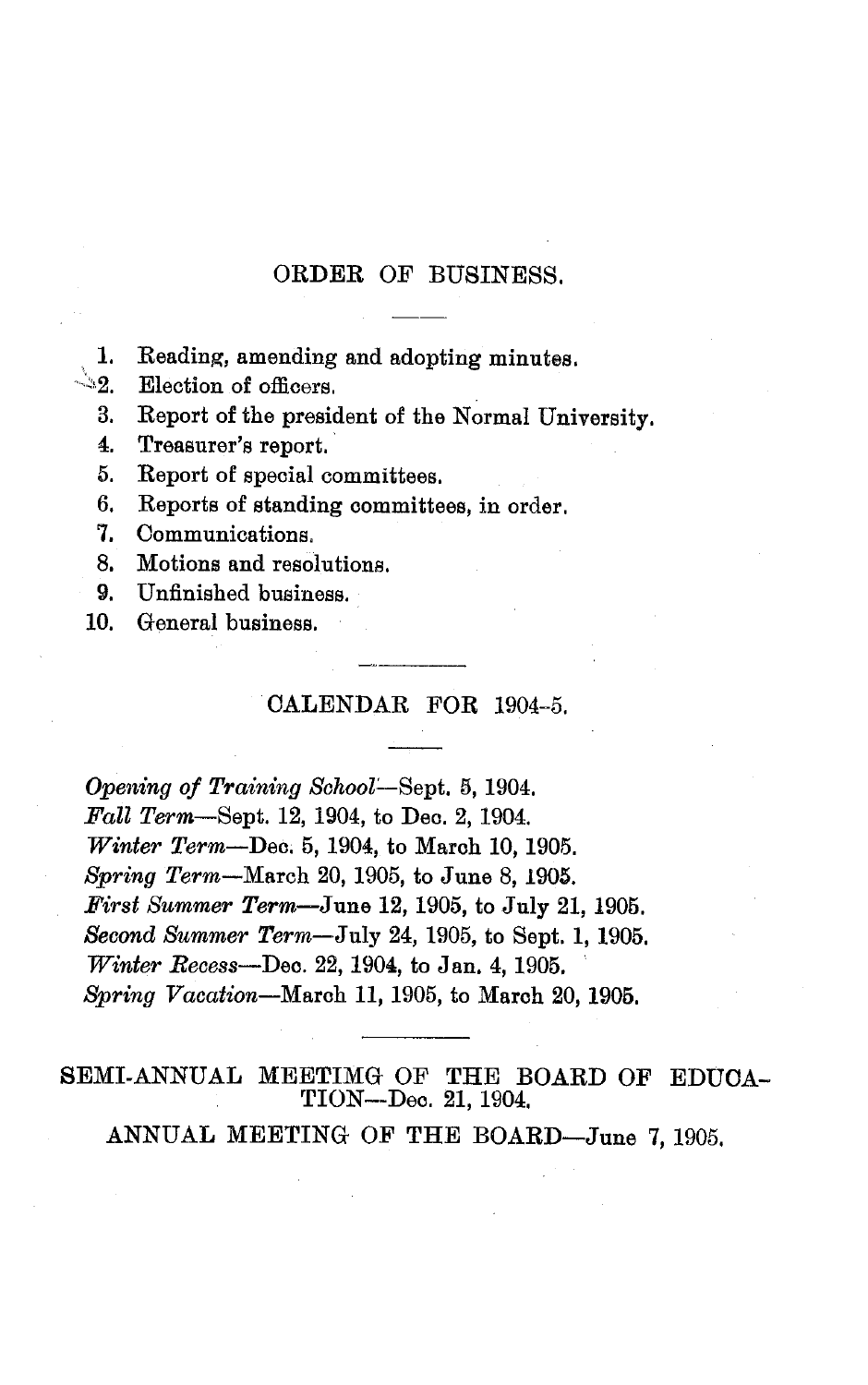## ORDER OF BUSINESS.

1. Reading, amending and adopting minutes.
2. Election of officers.
3. Report of the president of the Normal University.
4. Treasurer's report.
5. Report of special committees.
6. Reports of standing committees, in order.
7. Communications.
8. Motions and resolutions.
9. Unfinished business.
10. General business.

## CALENDAR FOR 1904-5.

*Opening of Training School*—Sept. 5, 1904.
*Fall Term*—Sept. 12, 1904, to Dec. 2, 1904.
*Winter Term*—Dec. 5, 1904, to March 10, 1905.
*Spring Term*—March 20, 1905, to June 8, 1905.
*First Summer Term*—June 12, 1905, to July 21, 1905.
*Second Summer Term*—July 24, 1905, to Sept. 1, 1905.
*Winter Recess*—Dec. 22, 1904, to Jan. 4, 1905.
*Spring Vacation*—March 11, 1905, to March 20, 1905.

SEMI-ANNUAL MEETIMG OF THE BOARD OF EDUCATION—Dec. 21, 1904.

ANNUAL MEETING OF THE BOARD—June 7, 1905.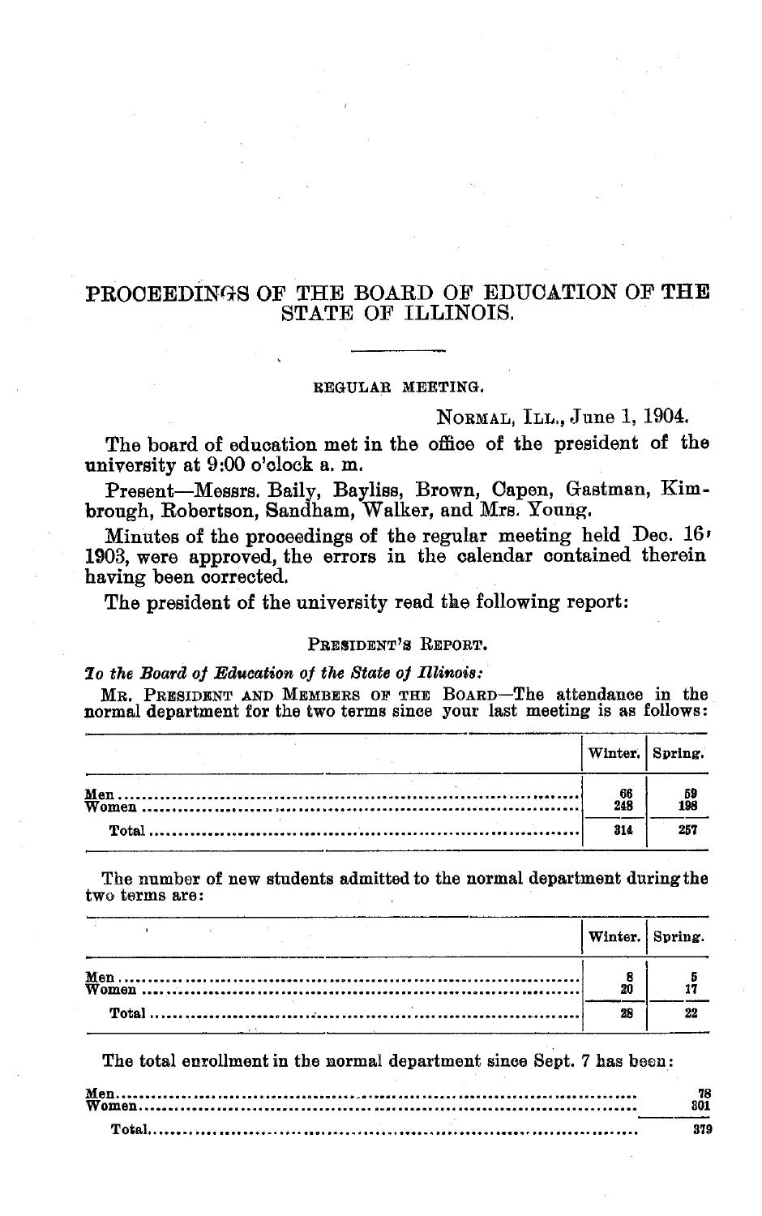# PROCEEDINGS OF THE BOARD OF EDUCATION OF THE STATE OF ILLINOIS.

---

REGULAR MEETING.

NORMAL, ILL., June 1, 1904.

The board of education met in the office of the president of the university at 9:00 o'clock a. m.

Present—Messrs. Baily, Bayliss, Brown, Capen, Gastman, Kimbrough, Robertson, Sandham, Walker, and Mrs. Young.

Minutes of the proceedings of the regular meeting held Dec. 16, 1903, were approved, the errors in the calendar contained therein having been corrected.

The president of the university read the following report:

PRESIDENT'S REPORT.

*To the Board of Education of the State of Illinois:*

MR. PRESIDENT AND MEMBERS OF THE BOARD—The attendance in the normal department for the two terms since your last meeting is as follows:

| | Winter. | Spring. |
|---|---|---|
| Men | 66 | 59 |
| Women | 248 | 198 |
| Total | 314 | 257 |

The number of new students admitted to the normal department during the two terms are:

| | Winter. | Spring. |
|---|---|---|
| Men | 8 | 5 |
| Women | 20 | 17 |
| Total | 28 | 22 |

The total enrollment in the normal department since Sept. 7 has been:

| | |
|---|---|
| Men | 78 |
| Women | 301 |
| Total | 379 |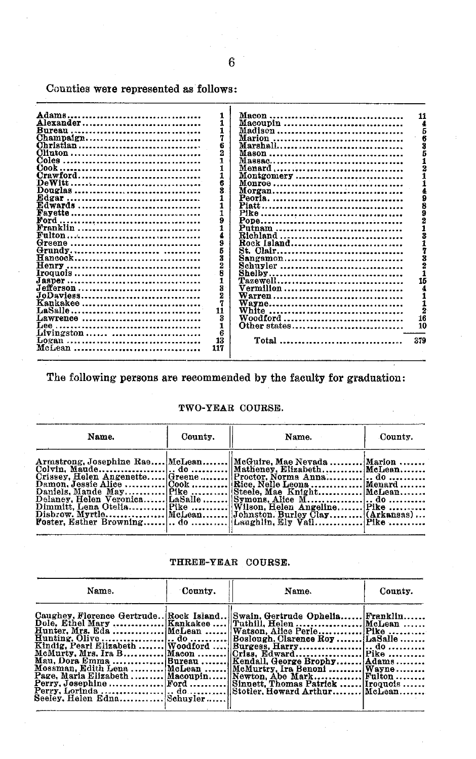Counties were represented as follows:

| County | Number | County | Number |
|---|---|---|---|
| Adams | 1 | Macon | 11 |
| Alexander | 1 | Macoupin | 4 |
| Bureau | 1 | Madison | 5 |
| Champaign | 7 | Marion | 6 |
| Christian | 6 | Marshall | 3 |
| Clinton | 2 | Mason | 5 |
| Coles | 1 | Massac | 1 |
| Cook | 1 | Menard | 2 |
| Crawford | 1 | Montgomery | 1 |
| DeWitt | 6 | Monroe | 1 |
| Douglas | 3 | Morgan | 4 |
| Edgar | 1 | Peoria | 9 |
| Edwards | 1 | Piatt | 8 |
| Fayette | 1 | Pike | 9 |
| Ford | 9 | Pope | 2 |
| Franklin | 1 | Putnam | 1 |
| Fulton | 4 | Richland | 3 |
| Greene | 9 | Rock Island | 1 |
| Grundy | 5 | St. Clair | 7 |
| Hancock | 3 | Sangamon | 3 |
| Henry | 2 | Schuyler | 2 |
| Iroquois | 8 | Shelby | 1 |
| Jasper | 1 | Tazewell | 15 |
| Jefferson | 3 | Vermilion | 4 |
| JoDaviess | 2 | Warren | 1 |
| Kankakee | 7 | Wayne | 1 |
| LaSalle | 11 | White | 2 |
| Lawrence | 3 | Woodford | 16 |
| Lee | 1 | Other states | 10 |
| Livingston | 6 | | |
| Logan | 13 | Total | 379 |
| McLean | 117 | | |

The following persons are recommended by the faculty for graduation:

## TWO-YEAR COURSE.

| Name. | County. | Name. | County. |
|---|---|---|---|
| Armstrong, Josephine Rae | McLean | McGuire, Mae Nevada | Marion |
| Colvin, Maude | .. do | Matheney, Elizabeth | McLean |
| Crissey, Helen Angenette | Greene | Proctor, Norma Anna | .. do |
| Damon, Jessie Alice | Cook | Rice, Nelle Leona | Menard |
| Daniels, Maude May | Pike | Steele, Mae Knight | McLean |
| Delaney, Helen Veronica | LaSalle | Symons, Alice M. | .. do |
| Dimmitt, Lena Otelia | Pike | Wilson, Helen Angeline | Pike |
| Disbrow, Myrtle | McLean | Johnston, Burley Clay | (Arkansas) |
| Foster, Esther Browning | .. do | Laughlin, Ely Vail | Pike |

## THREE-YEAR COURSE.

| Name. | County. | Name. | County. |
|---|---|---|---|
| Caughey, Florence Gertrude | Rock Island | Swain, Gertrude Ophelia | Franklin |
| Dole, Ethel Mary | Kankakee | Tuthill, Helen | McLean |
| Hunter, Mrs. Eda | McLean | Watson, Alice Perle | Pike |
| Hunting, Olive | .. do | Boslough, Clarence Roy | LaSalle |
| Kindig, Pearl Elizabeth | Woodford | Burgess, Harry | .. do |
| McMurty, Mrs. Ira B. | Macon | Criss, Edward | Pike |
| Mau, Dora Emma | Bureau | Kendall, George Brophy | Adams |
| Mossman, Edith Lena | McLean | McMurtry, Ira Benoni | Wayne |
| Page, Maria Elizabeth | Macoupin | Newton, Abe Mark | Fulton |
| Perry, Josephine | Ford | Sinnett, Thomas Patrick | Iroquois |
| Perry, Lorinda | .. do | Stotler, Howard Arthur | McLean |
| Seeley, Helen Edna | Schuyler | | |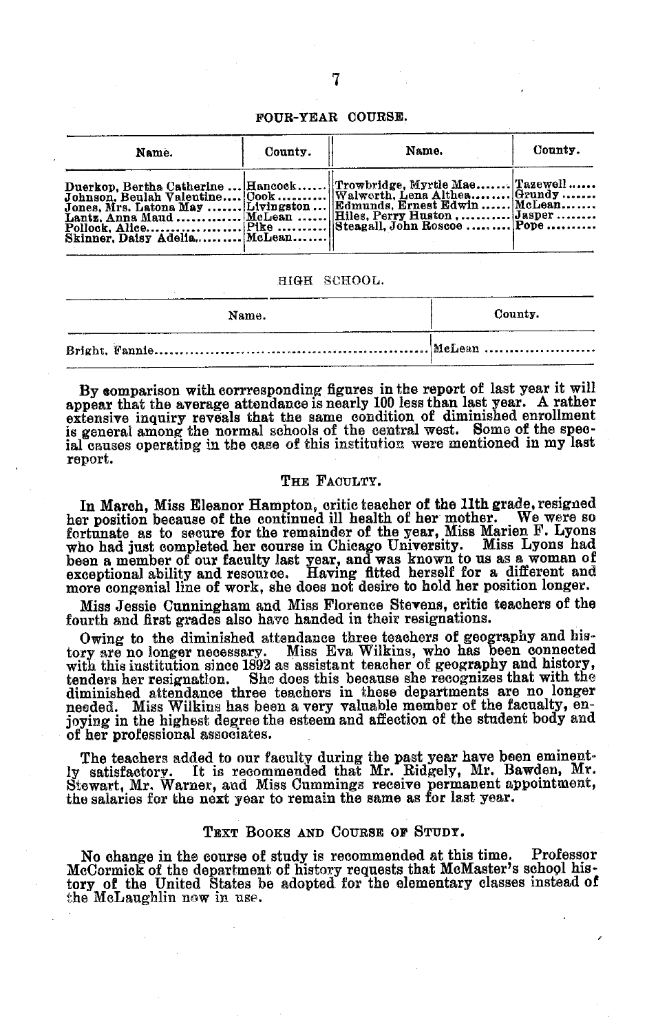FOUR-YEAR COURSE.

| Name. | County. | Name. | County. |
|---|---|---|---|
| Duerkop, Bertha Catherine ... | Hancock...... | Trowbridge, Myrtle Mae....... | Tazewell...... |
| Johnson, Beulah Valentine.... | Cook.......... | Walworth, Lena Althea........ | Grundy....... |
| Jones, Mrs. Latona May ....... | Livingston... | Edmunds, Ernest Edwin...... | McLean....... |
| Lantz, Anna Maud ............. | McLean ...... | Hiles, Perry Huston ........... | Jasper ........ |
| Pollock, Alice.................... | Pike .......... | Steagall, John Roscoe ......... | Pope .......... |
| Skinner, Daisy Adelia.......... | McLean....... | | |

HIGH SCHOOL.

| Name. | County. |
|---|---|
| Bright, Fannie........................................................ | McLean ....................... |

By comparison with corrresponding figures in the report of last year it will appear that the average attendance is nearly 100 less than last year. A rather extensive inquiry reveals that the same condition of diminished enrollment is general among the normal schools of the central west. Some of the special causes operating in the case of this institution were mentioned in my last report.

## THE FACULTY.

In March, Miss Eleanor Hampton, critic teacher of the 11th grade, resigned her position because of the continued ill health of her mother. We were so fortunate as to secure for the remainder of the year, Miss Marien F. Lyons who had just completed her course in Chicago University. Miss Lyons had been a member of our faculty last year, and was known to us as a woman of exceptional ability and resource. Having fitted herself for a different and more congenial line of work, she does not desire to hold her position longer.

Miss Jessie Cunningham and Miss Florence Stevens, critic teachers of the fourth and first grades also have handed in their resignations.

Owing to the diminished attendance three teachers of geography and history are no longer necessary. Miss Eva Wilkins, who has been connected with this institution since 1892 as assistant teacher of geography and history, tenders her resignation. She does this because she recognizes that with the diminished attendance three teachers in these departments are no longer needed. Miss Wilkins has been a very valuable member of the facualty, enjoying in the highest degree the esteem and affection of the student body and of her professional associates.

The teachers added to our faculty during the past year have been eminently satisfactory. It is recommended that Mr. Ridgely, Mr. Bawden, Mr. Stewart, Mr. Warner, and Miss Cummings receive permanent appointment, the salaries for the next year to remain the same as for last year.

## TEXT BOOKS AND COURSE OF STUDY.

No change in the course of study is recommended at this time. Professor McCormick of the department of history requests that McMaster's school history of the United States be adopted for the elementary classes instead of the McLaughlin now in use.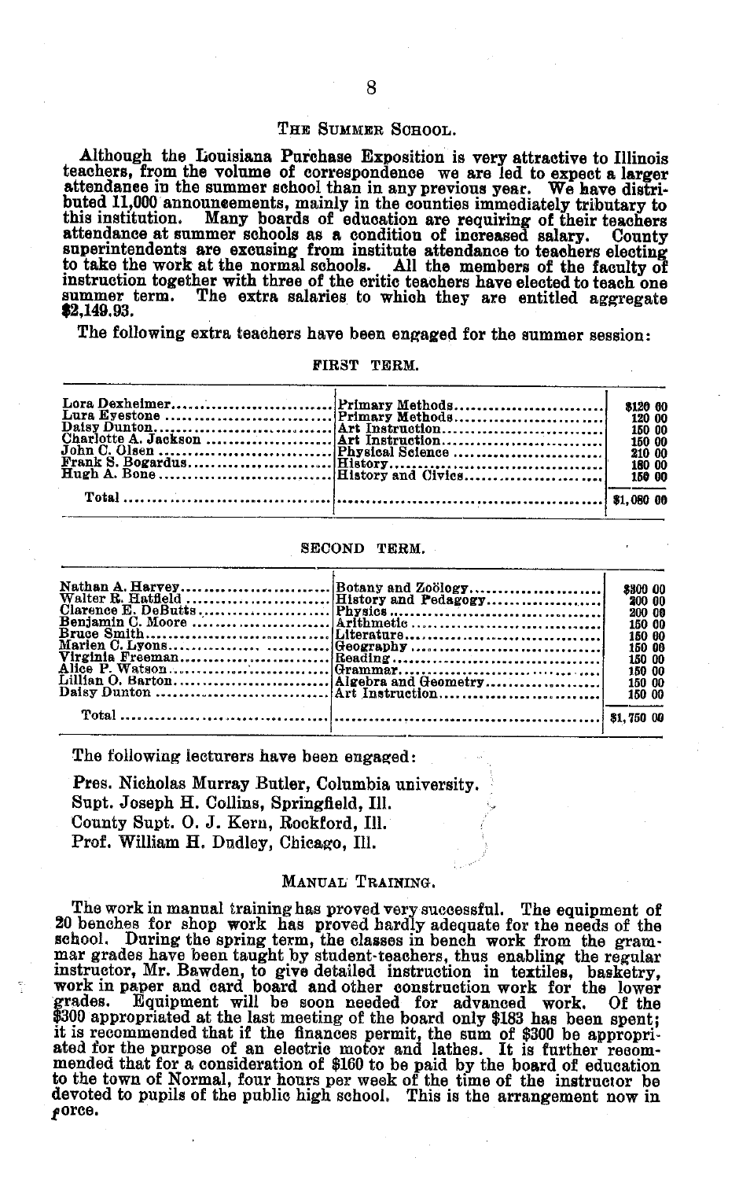## The Summer School.

Although the Louisiana Purchase Exposition is very attractive to Illinois teachers, from the volume of correspondence we are led to expect a larger attendance in the summer school than in any previous year. We have distributed 11,000 announcements, mainly in the counties immediately tributary to this institution. Many boards of education are requiring of their teachers attendance at summer schools as a condition of increased salary. County superintendents are excusing from institute attendance to teachers electing to take the work at the normal schools. All the members of the faculty of instruction together with three of the critic teachers have elected to teach one summer term. The extra salaries to which they are entitled aggregate $2,149.93.

The following extra teachers have been engaged for the summer session:

FIRST TERM.

| | | |
|---|---|---|
| Lora Dexheimer | Primary Methods | $120 00 |
| Lura Eyestone | Primary Methods | 120 00 |
| Daisy Dunton | Art Instruction | 150 00 |
| Charlotte A. Jackson | Art Instruction | 150 00 |
| John C. Olsen | Physical Science | 210 00 |
| Frank S. Bogardus | History | 180 00 |
| Hugh A. Bone | History and Civics | 150 00 |
| Total | | $1,080 00 |

SECOND TERM.

| | | |
|---|---|---|
| Nathan A. Harvey | Botany and Zoölogy | $300 00 |
| Walter R. Hatfield | History and Pedagogy | 200 00 |
| Clarence E. DeButts | Physics | 200 00 |
| Benjamin C. Moore | Arithmetic | 150 00 |
| Bruce Smith | Literature | 150 00 |
| Marien C. Lyons | Geography | 150 00 |
| Virginia Freeman | Reading | 150 00 |
| Alice P. Watson | Grammar | 150 00 |
| Lillian O. Barton | Algebra and Geometry | 150 00 |
| Daisy Dunton | Art Instruction | 150 00 |
| Total | | $1,750 00 |

The following lecturers have been engaged:

Pres. Nicholas Murray Butler, Columbia university.
Supt. Joseph H. Collins, Springfield, Ill.
County Supt. O. J. Kern, Rockford, Ill.
Prof. William H. Dudley, Chicago, Ill.

## Manual Training.

The work in manual training has proved very successful. The equipment of 20 benches for shop work has proved hardly adequate for the needs of the school. During the spring term, the classes in bench work from the grammar grades have been taught by student-teachers, thus enabling the regular instructor, Mr. Bawden, to give detailed instruction in textiles, basketry, work in paper and card board and other construction work for the lower grades. Equipment will be soon needed for advanced work. Of the $300 appropriated at the last meeting of the board only $183 has been spent; it is recommended that if the finances permit, the sum of $300 be appropriated for the purpose of an electric motor and lathes. It is further recommended that for a consideration of $160 to be paid by the board of education to the town of Normal, four hours per week of the time of the instructor be devoted to pupils of the public high school. This is the arrangement now in force.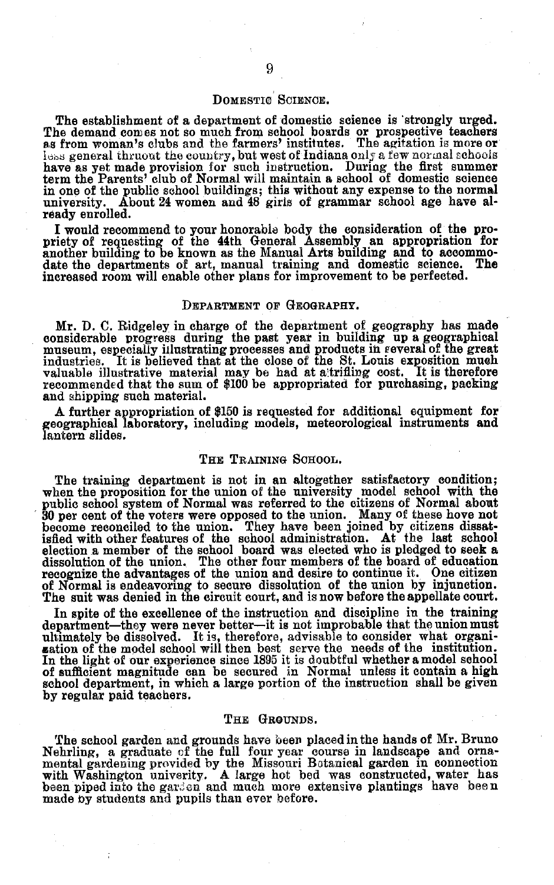## Domestic Science.

The establishment of a department of domestic science is strongly urged. The demand comes not so much from school boards or prospective teachers as from woman's clubs and the farmers' institutes. The agitation is more or less general thruout the country, but west of Indiana only a few normal schools have as yet made provision for such instruction. During the first summer term the Parents' club of Normal will maintain a school of domestic science in one of the public school buildings; this without any expense to the normal university. About 24 women and 48 girls of grammar school age have already enrolled.

I would recommend to your honorable body the consideration of the propriety of requesting of the 44th General Assembly an appropriation for another building to be known as the Manual Arts building and to accommodate the departments of art, manual training and domestic science. The increased room will enable other plans for improvement to be perfected.

## Department of Geography.

Mr. D. C. Ridgeley in charge of the department of geography has made considerable progress during the past year in building up a geographical museum, especially illustrating processes and products in several of the great industries. It is believed that at the close of the St. Louis exposition much valuable illustrative material may be had at a trifling cost. It is therefore recommended that the sum of $100 be appropriated for purchasing, packing and shipping such material.

A further appropriation of $150 is requested for additional equipment for geographical laboratory, including models, meteorological instruments and lantern slides.

## The Training School.

The training department is not in an altogether satisfactory condition; when the proposition for the union of the university model school with the public school system of Normal was referred to the citizens of Normal about 30 per cent of the voters were opposed to the union. Many of these hove not become reconciled to the union. They have been joined by citizens dissatisfied with other features of the school administration. At the last school election a member of the school board was elected who is pledged to seek a dissolution of the union. The other four members of the board of education recognize the advantages of the union and desire to continue it. One citizen of Normal is endeavoring to secure dissolution of the union by injunction. The suit was denied in the circuit court, and is now before the appellate court.

In spite of the excellence of the instruction and discipline in the training department—they were never better—it is not improbable that the union must ultimately be dissolved. It is, therefore, advisable to consider what organization of the model school will then best serve the needs of the institution. In the light of our experience since 1895 it is doubtful whether a model school of sufficient magnitude can be secured in Normal unless it contain a high school department, in which a large portion of the instruction shall be given by regular paid teachers.

## The Grounds.

The school garden and grounds have been placed in the hands of Mr. Bruno Nehrling, a graduate of the full four year course in landscape and ornamental gardening provided by the Missouri Botanical garden in connection with Washington university. A large hot bed was constructed, water has been piped into the garden and much more extensive plantings have been made by students and pupils than ever before.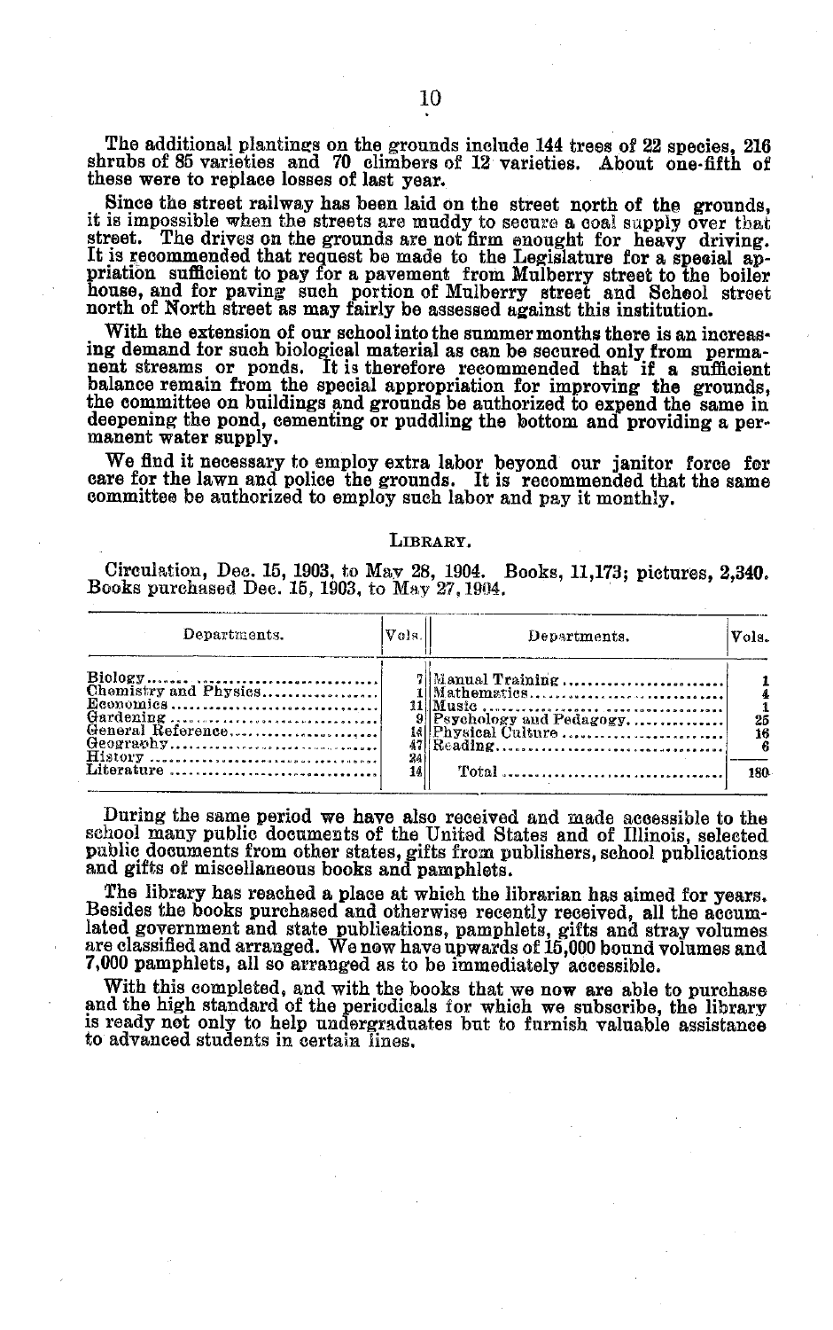The additional plantings on the grounds include 144 trees of 22 species, 216 shrubs of 85 varieties and 70 climbers of 12 varieties. About one-fifth of these were to replace losses of last year.

Since the street railway has been laid on the street north of the grounds, it is impossible when the streets are muddy to secure a coal supply over that street. The drives on the grounds are not firm enought for heavy driving. It is recommended that request be made to the Legislature for a special appropriation sufficient to pay for a pavement from Mulberry street to the boiler house, and for paving such portion of Mulberry street and School street north of North street as may fairly be assessed against this institution.

With the extension of our school into the summer months there is an increasing demand for such biological material as can be secured only from permanent streams or ponds. It is therefore recommended that if a sufficient balance remain from the special appropriation for improving the grounds, the committee on buildings and grounds be authorized to expend the same in deepening the pond, cementing or puddling the bottom and providing a permanent water supply.

We find it necessary to employ extra labor beyond our janitor force for care for the lawn and police the grounds. It is recommended that the same committee be authorized to employ such labor and pay it monthly.

## Library.

Circulation, Dec. 15, 1903, to May 28, 1904. Books, 11,173; pictures, 2,340. Books purchased Dec. 15, 1903, to May 27, 1904.

| Departments. | Vols. | Departments. | Vols. |
|---|---|---|---|
| Biology | 7 | Manual Training | 1 |
| Chemistry and Physics | 1 | Mathematics | 4 |
| Economics | 11 | Music | 1 |
| Gardening | 9 | Psychology and Pedagogy | 25 |
| General Reference | 18 | Physical Culture | 16 |
| Geography | 47 | Reading | 6 |
| History | 24 | | |
| Literature | 14 | Total | 180 |

During the same period we have also received and made accessible to the school many public documents of the United States and of Illinois, selected public documents from other states, gifts from publishers, school publications and gifts of miscellaneous books and pamphlets.

The library has reached a place at which the librarian has aimed for years. Besides the books purchased and otherwise recently received, all the accumulated government and state publications, pamphlets, gifts and stray volumes are classified and arranged. We now have upwards of 15,000 bound volumes and 7,000 pamphlets, all so arranged as to be immediately accessible.

With this completed, and with the books that we now are able to purchase and the high standard of the periodicals for which we subscribe, the library is ready not only to help undergraduates but to furnish valuable assistance to advanced students in certain lines.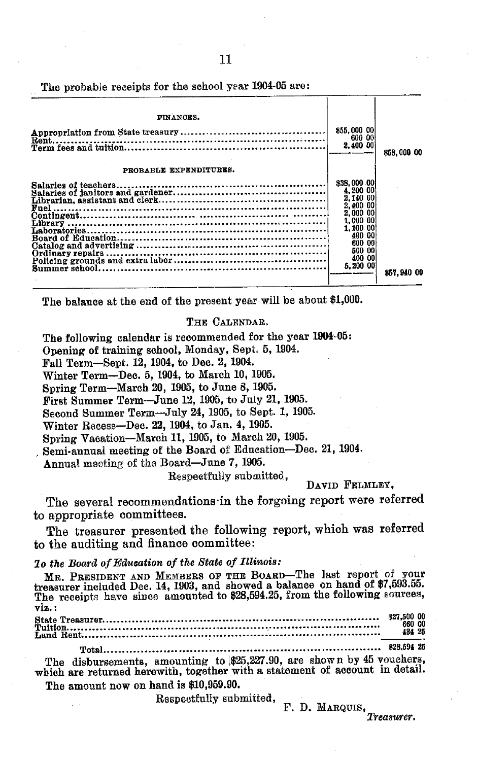The probable receipts for the school year 1904-05 are:

| | | |
|---|---|---|
| **FINANCES.** | | |
| Appropriation from State treasury | $55,000 00 | |
| Rent | 600 00 | |
| Term fees and tuition | 2,400 00 | $58,000 00 |
| **PROBABLE EXPENDITURES.** | | |
| Salaries of teachers | $38,000 00 | |
| Salaries of janitors and gardener | 4,200 00 | |
| Librarian, assistant and clerk | 2,140 00 | |
| Fuel | 2,400 00 | |
| Contingent | 2,000 00 | |
| Library | 1,000 00 | |
| Laboratories | 1,100 00 | |
| Board of Education | 400 00 | |
| Catalog and advertising | 600 00 | |
| Ordinary repairs | 500 00 | |
| Policing grounds and extra labor | 400 00 | |
| Summer school | 5,200 00 | $57,940 00 |

The balance at the end of the present year will be about $1,000.

## THE CALENDAR.

The following calendar is recommended for the year 1904-05:

Opening of training school, Monday, Sept. 5, 1904.

Fall Term—Sept. 12, 1904, to Dec. 2, 1904.

Winter Term—Dec. 5, 1904, to March 10, 1905.

Spring Term—March 20, 1905, to June 8, 1905.

First Summer Term—June 12, 1905, to July 21, 1905.

Second Summer Term—July 24, 1905, to Sept. 1, 1905.

Winter Recess—Dec. 22, 1904, to Jan. 4, 1905.

Spring Vacation—March 11, 1905, to March 20, 1905.

Semi-annual meeting of the Board of Education—Dec. 21, 1904.

Annual meeting of the Board—June 7, 1905.

Respectfully submitted,

DAVID FELMLEY,

The several recommendations in the forgoing report were referred to appropriate committees.

The treasurer presented the following report, which was referred to the auditing and finance committee:

*To the Board of Education of the State of Illinois:*

MR. PRESIDENT AND MEMBERS OF THE BOARD—The last report of your treasurer included Dec. 14, 1903, and showed a balance on hand of $7,593.55. The receipts have since amounted to $28,594.25, from the following sources, viz.:

| | |
|---|---|
| State Treasurer | $27,500 00 |
| Tuition | 660 00 |
| Land Rent | 434 25 |
| Total | $28,594 25 |

The disbursements, amounting to $25,227.90, are shown by 45 vouchers, which are returned herewith, together with a statement of account in detail.

The amount now on hand is $10,959.90.

Respectfully submitted,

F. D. MARQUIS,
*Treasurer.*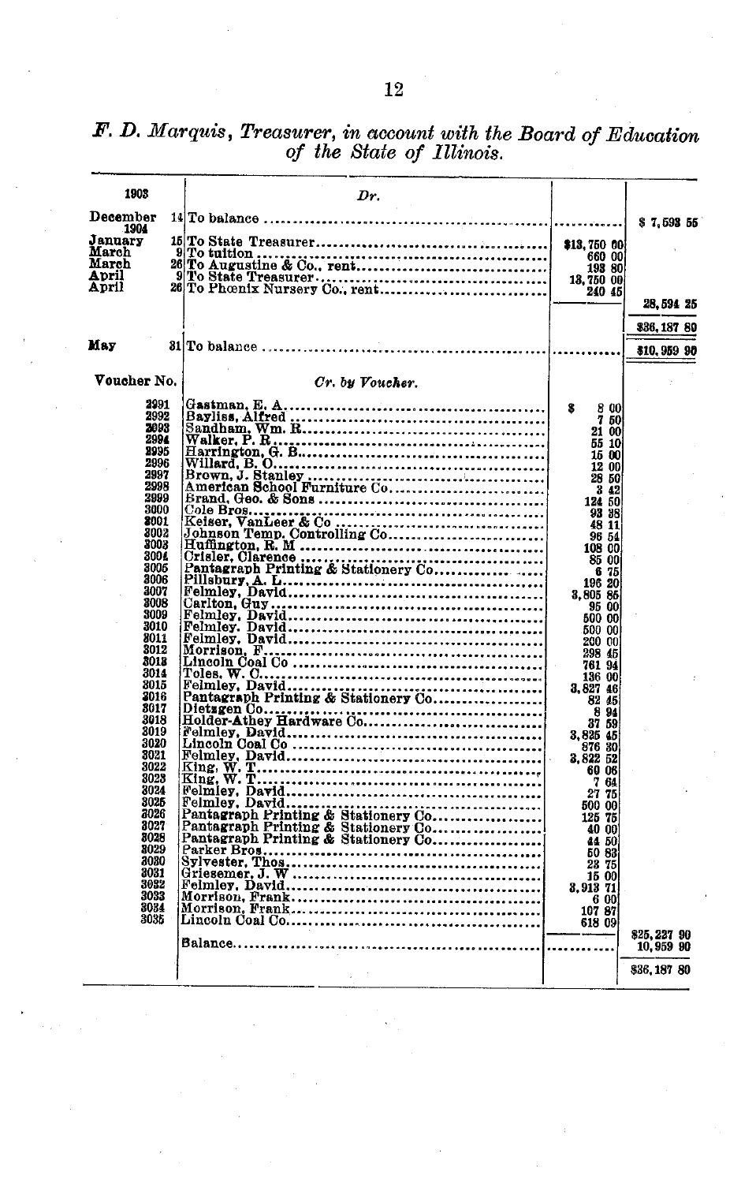*F. D. Marquis, Treasurer, in account with the Board of Education of the State of Illinois.*

| 1903 | | *Dr.* | | |
|---|---|---|---|---|
| December | 14 | To balance | ........... | $ 7,593 55 |
| 1904 | | | | |
| January | 15 | To State Treasurer | $13,750 00 | |
| March | 9 | To tuition | 660 00 | |
| March | 26 | To Augustine & Co., rent | 193 80 | |
| April | 9 | To State Treasurer | 13,750 00 | |
| April | 26 | To Phœnix Nursery Co., rent | 240 45 | |
| | | | | 28,594 25 |
| | | | | $36,187 80 |
| May | 31 | To balance | ........... | $10,959 90 |

| Voucher No. | *Cr. by Voucher.* | | |
|---|---|---|---|
| 2991 | Gastman, E. A. | $ 8 00 | |
| 2992 | Bayliss, Alfred | 7 50 | |
| 2993 | Sandham, Wm. R. | 21 00 | |
| 2994 | Walker, P. R. | 55 10 | |
| 2995 | Harrington, G. B. | 15 00 | |
| 2996 | Willard, B. O. | 12 00 | |
| 2997 | Brown, J. Stanley | 28 50 | |
| 2998 | American School Furniture Co. | 3 42 | |
| 2999 | Brand, Geo. & Sons | 124 50 | |
| 3000 | Cole Bros. | 93 38 | |
| 3001 | Keiser, VanLeer & Co | 48 11 | |
| 3002 | Johnson Temp. Controlling Co. | 96 54 | |
| 3003 | Huffington, R. M | 108 00 | |
| 3004 | Crisler, Clarence | 85 00 | |
| 3005 | Pantagraph Printing & Stationery Co. | 6 75 | |
| 3006 | Pillsbury, A. L. | 196 20 | |
| 3007 | Felmley, David | 3,805 85 | |
| 3008 | Carlton, Guy | 95 00 | |
| 3009 | Felmley, David | 500 00 | |
| 3010 | Felmley, David | 500 00 | |
| 3011 | Felmley, David | 200 00 | |
| 3012 | Morrison, F. | 298 45 | |
| 3013 | Lincoln Coal Co | 761 94 | |
| 3014 | Toles, W. C. | 136 00 | |
| 3015 | Felmley, David | 3,827 46 | |
| 3016 | Pantagraph Printing & Stationery Co. | 82 45 | |
| 3017 | Dietzgen Co. | 8 94 | |
| 3018 | Holder-Athey Hardware Co. | 37 59 | |
| 3019 | Felmley, David | 3,825 45 | |
| 3020 | Lincoln Coal Co | 876 30 | |
| 3021 | Felmley, David | 3,822 52 | |
| 3022 | King, W. T. | 60 06 | |
| 3023 | King, W. T. | 7 64 | |
| 3024 | Felmley, David | 27 75 | |
| 3025 | Felmley, David | 500 00 | |
| 3026 | Pantagraph Printing & Stationery Co. | 125 75 | |
| 3027 | Pantagraph Printing & Stationery Co. | 40 00 | |
| 3028 | Pantagraph Printing & Stationery Co. | 44 50 | |
| 3029 | Parker Bros. | 50 83 | |
| 3030 | Sylvester, Thos. | 23 75 | |
| 3031 | Griesemer, J. W | 15 00 | |
| 3032 | Felmley, David | 3,913 71 | |
| 3033 | Morrison, Frank | 6 00 | |
| 3034 | Morrison, Frank | 107 87 | |
| 3035 | Lincoln Coal Co. | 618 09 | |
| | | | $25,227 90 |
| | Balance | ........... | 10,959 90 |
| | | | $36,187 80 |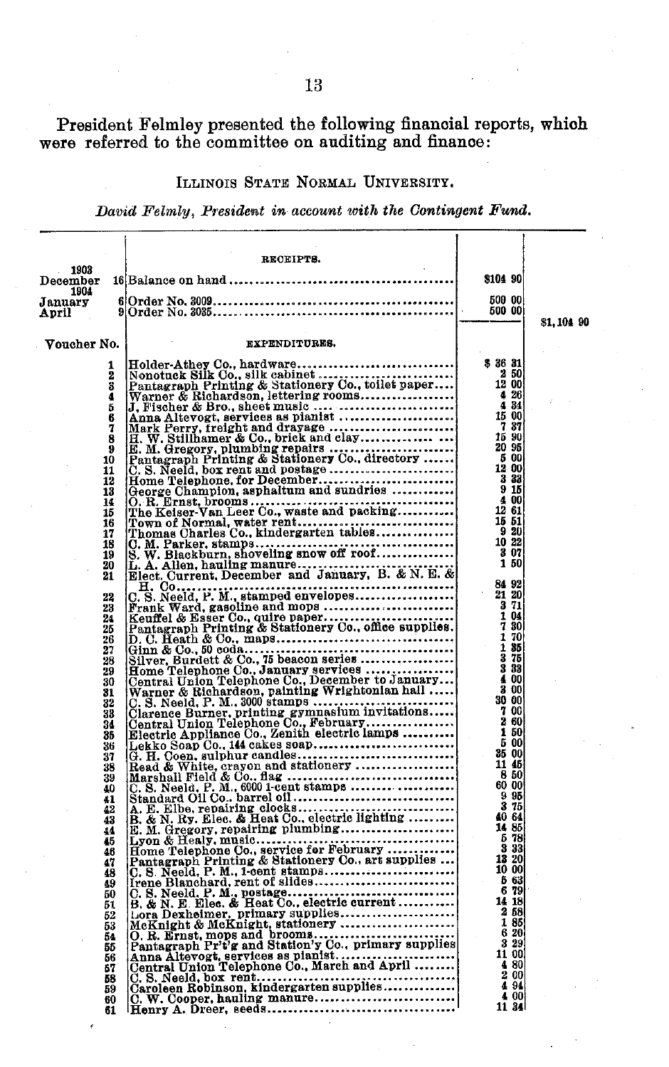President Felmley presented the following financial reports, which were referred to the committee on auditing and finance:

### Illinois State Normal University.

*David Felmly, President in account with the Contingent Fund.*

| | | RECEIPTS. | | |
|---|---|---|---|---|
| 1903 December | 16 | Balance on hand | $104 90 | |
| 1904 January | 6 | Order No. 3009 | 500 00 | |
| April | 9 | Order No. 3035 | 500 00 | |
| | | | | $1,104 90 |

| Voucher No. | EXPENDITURES. | |
|---|---|---|
| 1 | Holder-Athey Co., hardware | $ 36 31 |
| 2 | Nonotuck Silk Co., silk cabinet | 2 50 |
| 3 | Pantagraph Printing & Stationery Co., toilet paper | 12 00 |
| 4 | Warner & Richardson, lettering rooms | 4 26 |
| 5 | J. Fischer & Bro., sheet music | 4 34 |
| 6 | Anna Altevogt, services as pianist | 15 00 |
| 7 | Mark Perry, freight and drayage | 7 37 |
| 8 | H. W. Stillhamer & Co., brick and clay | 15 90 |
| 9 | E. M. Gregory, plumbing repairs | 20 95 |
| 10 | Pantagraph Printing & Stationery Co., directory | 5 00 |
| 11 | C. S. Neeld, box rent and postage | 12 00 |
| 12 | Home Telephone, for December | 3 33 |
| 13 | George Champion, asphaltum and sundries | 9 15 |
| 14 | O. R. Ernst, brooms | 4 00 |
| 15 | The Keiser-Van Leer Co., waste and packing | 12 61 |
| 16 | Town of Normal, water rent | 15 51 |
| 17 | Thomas Charles Co., kindergarten tables | 9 20 |
| 18 | C. M. Parker, stamps | 10 22 |
| 19 | S. W. Blackburn, shoveling snow off roof | 3 07 |
| 20 | L. A. Allen, hauling manure | 1 50 |
| 21 | Elect. Current, December and January, B. & N. E. & H. Co | 84 92 |
| 22 | C. S. Neeld, P. M., stamped envelopes | 21 20 |
| 23 | Frank Ward, gasoline and mops | 3 71 |
| 24 | Keuffel & Esser Co., quire paper | 1 04 |
| 25 | Pantagraph Printing & Stationery Co., office supplies | 7 30 |
| 26 | D. C. Heath & Co., maps | 1 70 |
| 27 | Ginn & Co., 50 coda | 1 35 |
| 28 | Silver, Burdett & Co., 75 beacon series | 3 75 |
| 29 | Home Telephone Co., January services | 3 33 |
| 30 | Central Union Telephone Co., December to January | 4 00 |
| 31 | Warner & Richardson, painting Wrightonian hall | 3 00 |
| 32 | C. S. Neeld, P. M., 3000 stamps | 30 00 |
| 33 | Clarence Burner, printing gymnasium invitations | 7 00 |
| 34 | Central Union Telephone Co., February | 2 60 |
| 35 | Electric Appliance Co., Zenith electric lamps | 1 50 |
| 36 | Lekko Soap Co., 144 cakes soap | 5 00 |
| 37 | G. H. Coen, sulphur candles | 35 00 |
| 38 | Read & White, crayon and stationery | 11 45 |
| 39 | Marshall Field & Co., flag | 8 50 |
| 40 | C. S. Neeld, P. M., 6000 1-cent stamps | 60 00 |
| 41 | Standard Oil Co., barrel oil | 9 95 |
| 42 | A. E. Elbe, repairing clocks | 3 75 |
| 43 | B. & N. Ry. Elec. & Heat Co., electric lighting | 40 64 |
| 44 | E. M. Gregory, repairing plumbing | 14 85 |
| 45 | Lyon & Healy, music | 5 78 |
| 46 | Home Telephone Co., service for February | 3 33 |
| 47 | Pantagraph Printing & Stationery Co., art supplies | 13 20 |
| 48 | C. S. Neeld, P. M., 1-cent stamps | 10 00 |
| 49 | Irene Blanchard, rent of slides | 5 63 |
| 50 | C. S. Neeld, P. M., postage | 6 79 |
| 51 | B. & N. E. Elec. & Heat Co., electric current | 14 18 |
| 52 | Lora Dexheimer, primary supplies | 2 58 |
| 53 | McKnight & McKnight, stationery | 1 85 |
| 54 | O. R. Ernst, mops and brooms | 6 20 |
| 55 | Pantagraph Pr't'g and Station'y Co., primary supplies | 3 29 |
| 56 | Anna Altevogt, services as pianist | 11 00 |
| 57 | Central Union Telephone Co., March and April | 4 80 |
| 58 | C. S. Neeld, box rent | 2 00 |
| 59 | Caroleen Robinson, kindergarten supplies | 4 94 |
| 60 | C. W. Cooper, hauling manure | 4 00 |
| 61 | Henry A. Dreer, seeds | 11 34 |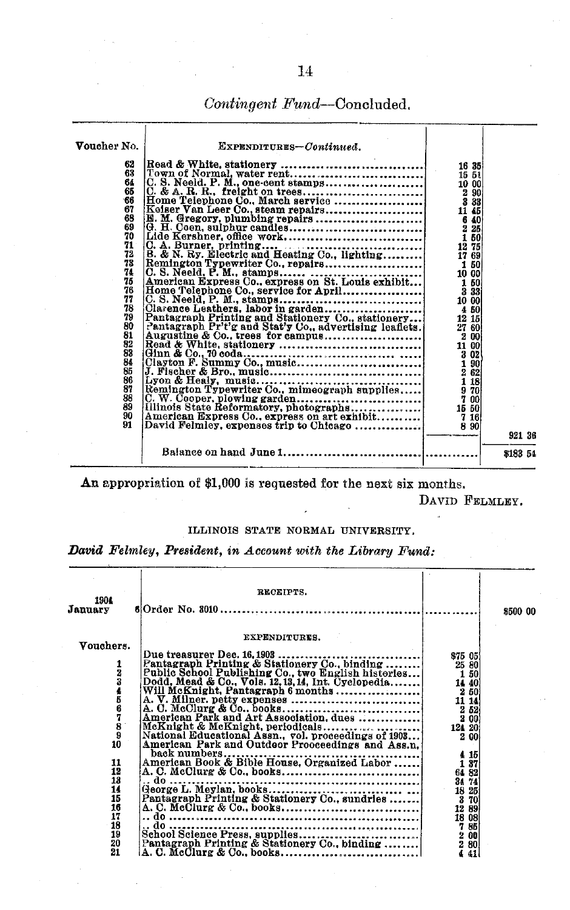## *Contingent Fund*—Concluded.

| Voucher No. | EXPENDITURES—*Continued.* | | |
|---|---|---|---|
| 62 | Read & White, stationery | 16 35 | |
| 63 | Town of Normal, water rent | 15 51 | |
| 64 | C. S. Neeld, P. M., one-cent stamps | 10 00 | |
| 65 | C. & A. R. R., freight on trees | 2 90 | |
| 66 | Home Telephone Co., March service | 3 33 | |
| 67 | Keiser Van Leer Co., steam repairs | 11 45 | |
| 68 | E. M. Gregory, plumbing repairs | 6 40 | |
| 69 | G. H. Coen, sulphur candles | 2 25 | |
| 70 | Lide Kershner, office work | 1 50 | |
| 71 | C. A. Burner, printing | 12 75 | |
| 72 | B. & N. Ry. Electric and Heating Co., lighting | 17 69 | |
| 73 | Remington Typewriter Co., repairs | 1 50 | |
| 74 | C. S. Neeld, P. M., stamps | 10 00 | |
| 75 | American Express Co., express on St. Louis exhibit | 1 50 | |
| 76 | Home Telephone Co., service for April | 3 33 | |
| 77 | C. S. Neeld, P. M., stamps | 10 00 | |
| 78 | Clarence Leathers, labor in garden | 4 50 | |
| 79 | Pantagraph Printing and Stationery Co., stationery | 12 15 | |
| 80 | Pantagraph Pr't'g and Stat'y Co., advertising leaflets | 27 60 | |
| 81 | Augustine & Co., trees for campus | 2 00 | |
| 82 | Read & White, stationery | 11 00 | |
| 83 | Ginn & Co., 70 coda | 3 02 | |
| 84 | Clayton F. Summy Co., music | 1 90 | |
| 85 | J. Fischer & Bro., music | 2 62 | |
| 86 | Lyon & Healy, music | 1 18 | |
| 87 | Remington Typewriter Co., mimeograph supplies | 9 70 | |
| 88 | C. W. Cooper, plowing garden | 7 00 | |
| 89 | Illinois State Reformatory, photographs | 15 50 | |
| 90 | American Express Co., express on art exhibit | 7 16 | |
| 91 | David Felmley, expenses trip to Chicago | 8 90 | |
| | | | 921 36 |
| | Balance on hand June 1 | | $183 54 |

An appropriation of $1,000 is requested for the next six months.

DAVID FELMLEY.

ILLINOIS STATE NORMAL UNIVERSITY.

***David Felmley, President, in Account with the Library Fund:***

| | RECEIPTS. | | |
|---|---|---|---|
| 1904 January 6 | Order No. 3010 | | $500 00 |
| | EXPENDITURES. | | |
| Vouchers. | | | |
| | Due treasurer Dec. 16, 1903 | $75 05 | |
| 1 | Pantagraph Printing & Stationery Co., binding | 25 80 | |
| 2 | Public School Publishing Co., two English histories | 1 50 | |
| 3 | Dodd, Mead & Co., Vols. 12, 13, 14, Int. Cyclopedia | 14 40 | |
| 4 | Will McKnight, Pantagraph 6 months | 2 50 | |
| 5 | A. V. Milner, petty expenses | 11 14 | |
| 6 | A. C. McClurg & Co., books | 2 52 | |
| 7 | American Park and Art Association, dues | 2 00 | |
| 8 | McKnight & McKnight, periodicals | 124 20 | |
| 9 | National Educational Assn., vol. proceedings of 1903 | 2 00 | |
| 10 | American Park and Outdoor Prooceedings and Ass.n, back numbers | 4 15 | |
| 11 | American Book & Bible House, Organized Labor | 1 37 | |
| 12 | A. C. McClurg & Co., books | 64 82 | |
| 13 | .. do | 34 74 | |
| 14 | George L. Meylan, books | 18 25 | |
| 15 | Pantagraph Printing & Stationery Co., sundries | 3 70 | |
| 16 | A. C. McClurg & Co., books | 12 89 | |
| 17 | .. do | 18 08 | |
| 18 | .. do | 7 85 | |
| 19 | School Science Press, supplies | 2 00 | |
| 20 | Pantagraph Printing & Stationery Co., binding | 2 80 | |
| 21 | A. C. McClurg & Co., books | 4 41 | |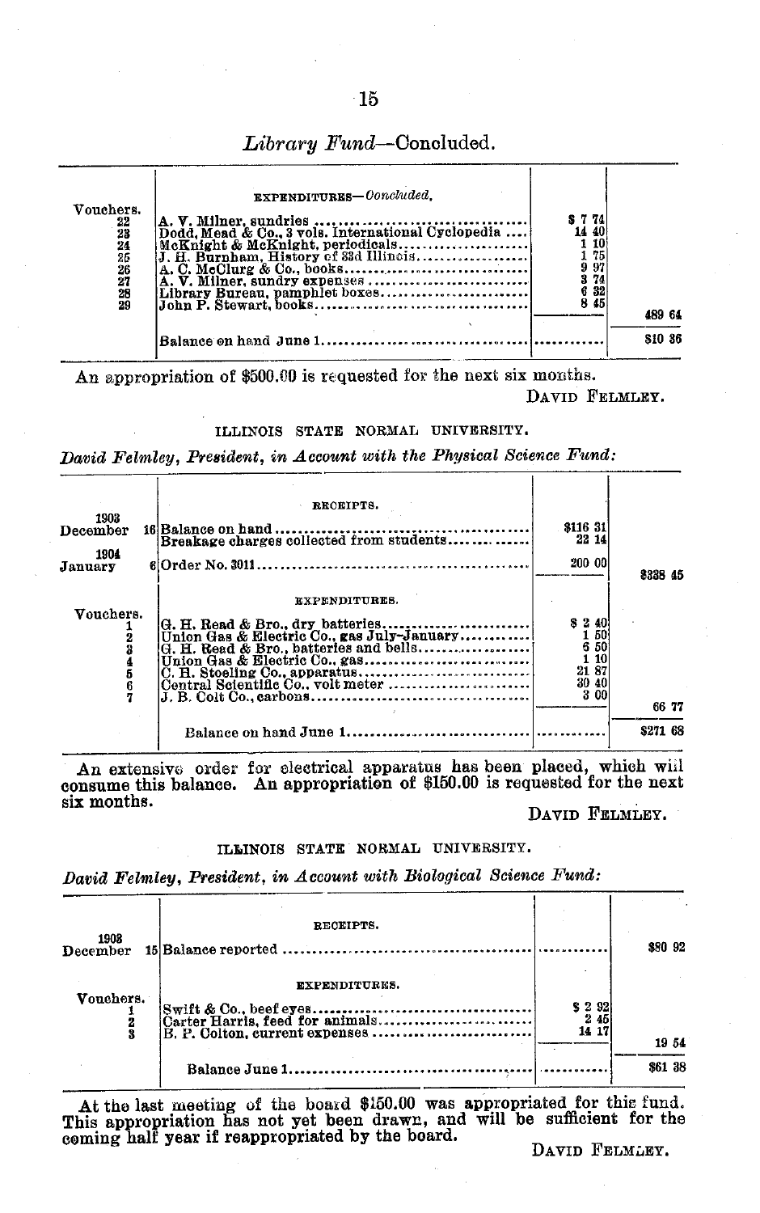## *Library Fund*—Concluded.

| | EXPENDITURES—*Concluded.* | | |
|---|---|---|---|
| Vouchers. | | | |
| 22 | A. V. Milner, sundries | $ 7 74 | |
| 23 | Dodd, Mead & Co., 3 vols. International Cyclopedia | 14 40 | |
| 24 | McKnight & McKnight, periodicals | 1 10 | |
| 25 | J. H. Burnham, History of 33d Illinois | 1 75 | |
| 26 | A. C. McClurg & Co., books | 9 97 | |
| 27 | A. V. Milner, sundry expenses | 3 74 | |
| 28 | Library Bureau, pamphlet boxes | 6 32 | |
| 29 | John P. Stewart, books | 8 45 | |
| | | | 489 64 |
| | Balance on hand June 1 | | $10 36 |

An appropriation of $500.00 is requested for the next six months.

DAVID FELMLEY.

ILLINOIS STATE NORMAL UNIVERSITY.

*David Felmley, President, in Account with the Physical Science Fund:*

| | RECEIPTS. | | |
|---|---|---|---|
| 1903 | | | |
| December 16 | Balance on hand | $116 31 | |
| | Breakage charges collected from students | 22 14 | |
| 1904 | | | |
| January 6 | Order No. 3011 | 200 00 | |
| | | | $338 45 |
| | EXPENDITURES. | | |
| Vouchers. | | | |
| 1 | G. H. Read & Bro., dry batteries | $ 2 40 | |
| 2 | Union Gas & Electric Co., gas July-January | 1 50 | |
| 3 | G. H. Read & Bro., batteries and bells | 6 50 | |
| 4 | Union Gas & Electric Co., gas | 1 10 | |
| 5 | C. H. Stoeling Co., apparatus | 21 87 | |
| 6 | Central Scientific Co., volt meter | 30 40 | |
| 7 | J. B. Colt Co., carbons | 3 00 | |
| | | | 66 77 |
| | Balance on hand June 1 | | $271 68 |

An extensive order for electrical apparatus has been placed, which will consume this balance. An appropriation of $150.00 is requested for the next six months.

DAVID FELMLEY.

ILLINOIS STATE NORMAL UNIVERSITY.

*David Felmley, President, in Account with Biological Science Fund:*

| | RECEIPTS. | | |
|---|---|---|---|
| 1903 | | | |
| December 15 | Balance reported | | $80 92 |
| | EXPENDITURES. | | |
| Vouchers. | | | |
| 1 | Swift & Co., beef eyes | $ 2 92 | |
| 2 | Carter Harris, feed for animals | 2 45 | |
| 3 | B. P. Colton, current expenses | 14 17 | |
| | | | 19 54 |
| | Balance June 1 | | $61 38 |

At the last meeting of the board $150.00 was appropriated for this fund. This appropriation has not yet been drawn, and will be sufficient for the coming half year if reappropriated by the board.

DAVID FELMLEY.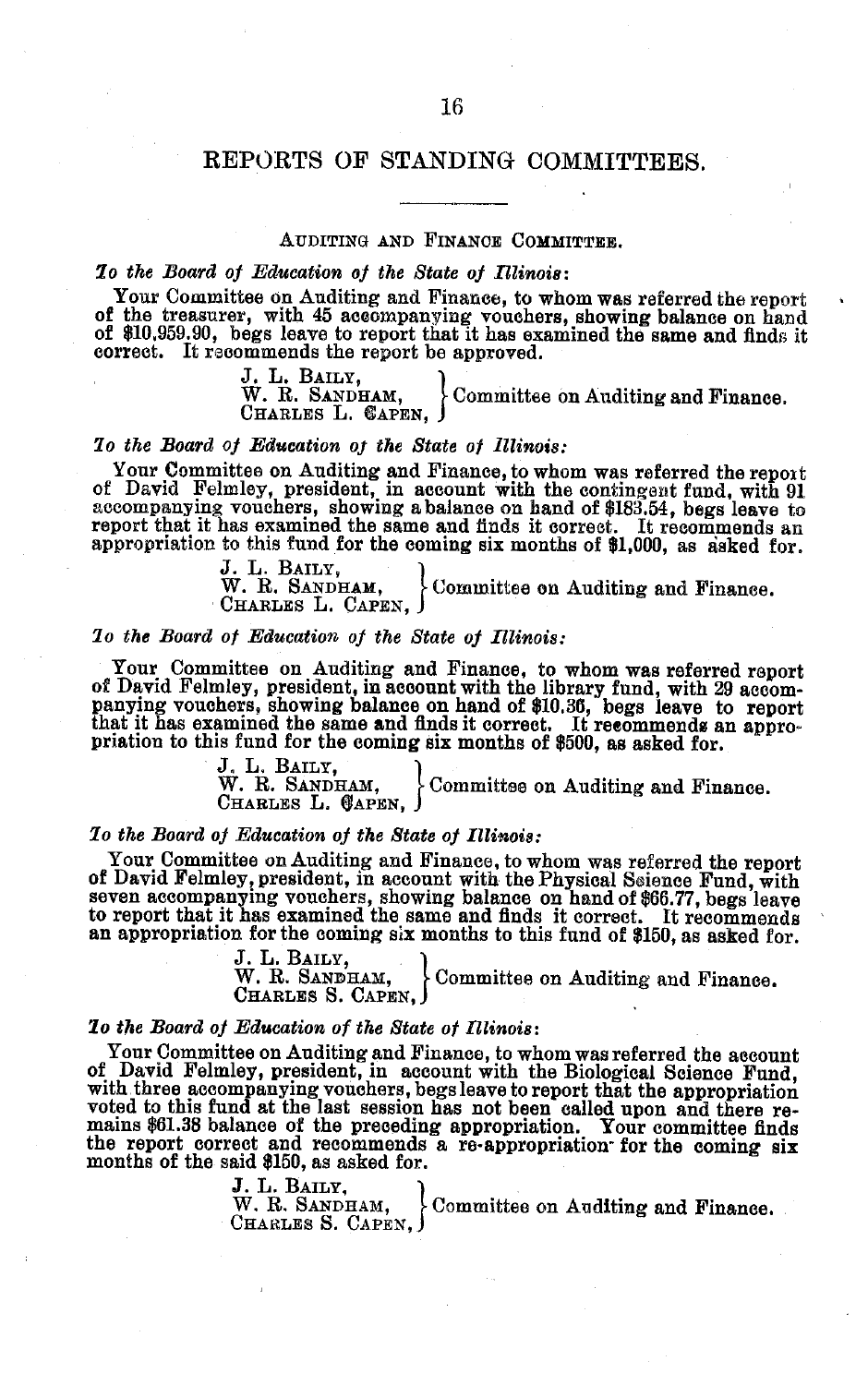## REPORTS OF STANDING COMMITTEES.

### Auditing and Finance Committee.

*To the Board of Education of the State of Illinois:*

Your Committee on Auditing and Finance, to whom was referred the report of the treasurer, with 45 accompanying vouchers, showing balance on hand of $10,959.90, begs leave to report that it has examined the same and finds it correct. It recommends the report be approved.

J. L. Baily,
W. R. Sandham,
Charles L. Capen, } Committee on Auditing and Finance.

*To the Board of Education of the State of Illinois:*

Your Committee on Auditing and Finance, to whom was referred the report of David Felmley, president, in account with the contingent fund, with 91 accompanying vouchers, showing a balance on hand of $183.54, begs leave to report that it has examined the same and finds it correct. It recommends an appropriation to this fund for the coming six months of $1,000, as asked for.

J. L. Baily,
W. R. Sandham,
Charles L. Capen, } Committee on Auditing and Finance.

*To the Board of Education of the State of Illinois:*

Your Committee on Auditing and Finance, to whom was referred report of David Felmley, president, in account with the library fund, with 29 accompanying vouchers, showing balance on hand of $10.36, begs leave to report that it has examined the same and finds it correct. It recommends an appropriation to this fund for the coming six months of $500, as asked for.

J. L. Baily,
W. R. Sandham,
Charles L. Capen, } Committee on Auditing and Finance.

*To the Board of Education of the State of Illinois:*

Your Committee on Auditing and Finance, to whom was referred the report of David Felmley, president, in account with the Physical Science Fund, with seven accompanying vouchers, showing balance on hand of $66.77, begs leave to report that it has examined the same and finds it correct. It recommends an appropriation for the coming six months to this fund of $150, as asked for.

J. L. Baily,
W. R. Sandham,
Charles S. Capen, } Committee on Auditing and Finance.

*To the Board of Education of the State of Illinois:*

Your Committee on Auditing and Finance, to whom was referred the account of David Felmley, president, in account with the Biological Science Fund, with three accompanying vouchers, begs leave to report that the appropriation voted to this fund at the last session has not been called upon and there remains $61.38 balance of the preceding appropriation. Your committee finds the report correct and recommends a re-appropriation for the coming six months of the said $150, as asked for.

J. L. Baily,
W. R. Sandham,
Charles S. Capen, } Committee on Auditing and Finance.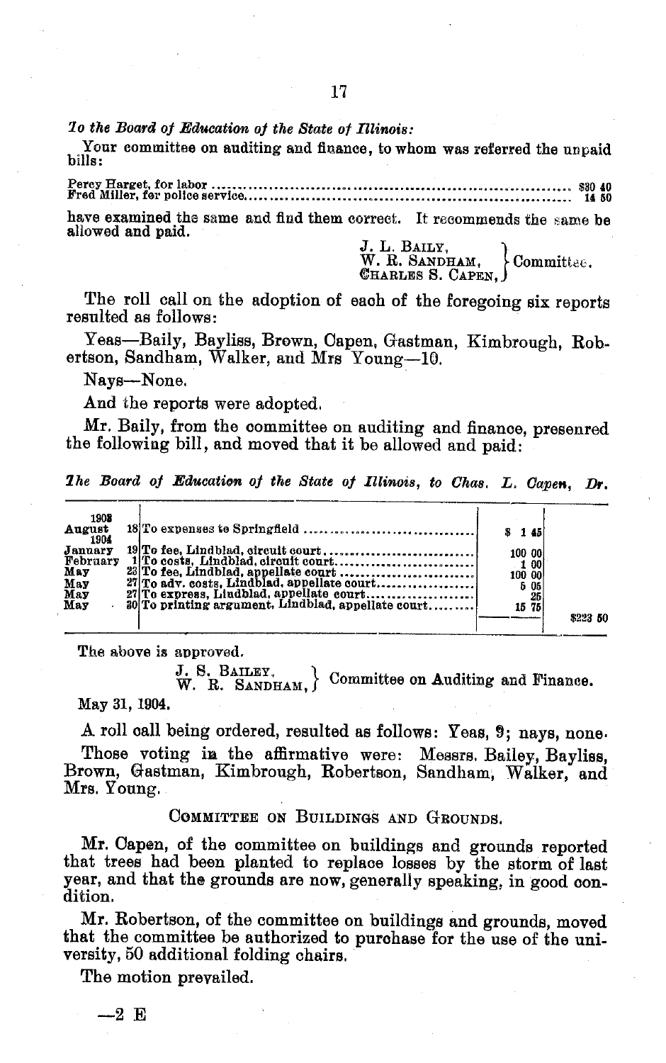*To the Board of Education of the State of Illinois:*

Your committee on auditing and finance, to whom was referred the unpaid bills:

| | |
|---|---|
| Percy Harget, for labor | $30 40 |
| Fred Miller, for police service | 14 50 |

have examined the same and find them correct. It recommends the same be allowed and paid.

J. L. BAILY,
W. R. SANDHAM,
CHARLES S. CAPEN, } Committee.

The roll call on the adoption of each of the foregoing six reports resulted as follows:

Yeas—Baily, Bayliss, Brown, Capen, Gastman, Kimbrough, Robertson, Sandham, Walker, and Mrs Young—10.

Nays—None.

And the reports were adopted.

Mr. Baily, from the committee on auditing and finance, presenred the following bill, and moved that it be allowed and paid:

*The Board of Education of the State of Illinois, to Chas. L. Capen, Dr.*

| | | | | |
|---|---|---|---|---|
| 1903 | | | | |
| August | 18 | To expenses to Springfield | $ 1 45 | |
| 1904 | | | | |
| January | 19 | To fee, Lindblad, circuit court | 100 00 | |
| February | 1 | To costs, Lindblad, circuit court | 1 00 | |
| May | 23 | To fee, Lindblad, appellate court | 100 00 | |
| May | 27 | To adv. costs, Lindblad, appellate court | 5 05 | |
| May | 27 | To express, Lindblad, appellate court | 25 | |
| May | 30 | To printing argument, Lindblad, appellate court | 15 75 | |
| | | | | $223 50 |

The above is approved.

J. S. BAILEY,
W. R. SANDHAM, } Committee on Auditing and Finance.

May 31, 1904.

A roll call being ordered, resulted as follows: Yeas, 9; nays, none.

Those voting in the affirmative were: Messrs. Bailey, Bayliss, Brown, Gastman, Kimbrough, Robertson, Sandham, Walker, and Mrs. Young.

## COMMITTEE ON BUILDINGS AND GROUNDS.

Mr. Capen, of the committee on buildings and grounds reported that trees had been planted to replace losses by the storm of last year, and that the grounds are now, generally speaking, in good condition.

Mr. Robertson, of the committee on buildings and grounds, moved that the committee be authorized to purchase for the use of the university, 50 additional folding chairs.

The motion prevailed.

—2 E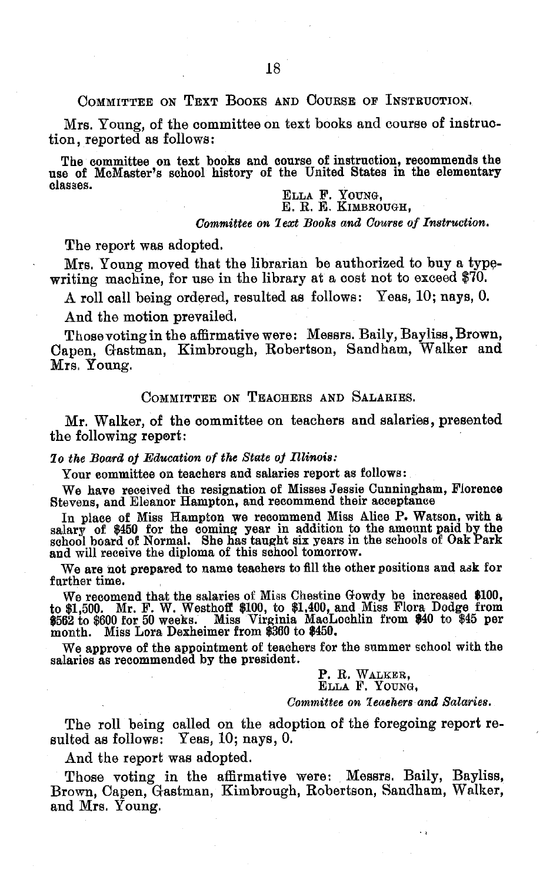## COMMITTEE ON TEXT BOOKS AND COURSE OF INSTRUCTION.

Mrs. Young, of the committee on text books and course of instruction, reported as follows:

The committee on text books and course of instruction, recommends the use of McMaster's school history of the United States in the elementary classes.

ELLA F. YOUNG,
E. R. E. KIMBROUGH,
*Committee on Text Books and Course of Instruction.*

The report was adopted.

Mrs. Young moved that the librarian be authorized to buy a typewriting machine, for use in the library at a cost not to exceed $70.

A roll call being ordered, resulted as follows: Yeas, 10; nays, 0.

And the motion prevailed.

Those voting in the affirmative were: Messrs. Baily, Bayliss, Brown, Capen, Gastman, Kimbrough, Robertson, Sandham, Walker and Mrs. Young.

## COMMITTEE ON TEACHERS AND SALARIES.

Mr. Walker, of the committee on teachers and salaries, presented the following report:

*To the Board of Education of the State of Illinois:*

Your committee on teachers and salaries report as follows:

We have received the resignation of Misses Jessie Cunningham, Florence Stevens, and Eleanor Hampton, and recommend their acceptance

In place of Miss Hampton we recommend Miss Alice P. Watson, with a salary of $450 for the coming year in addition to the amount paid by the school board of Normal. She has taught six years in the schools of Oak Park and will receive the diploma of this school tomorrow.

We are not prepared to name teachers to fill the other positions and ask for further time.

We recomend that the salaries of Miss Chestine Gowdy be increased $100, to $1,500. Mr. F. W. Westhoff $100, to $1,400, and Miss Flora Dodge from $562 to $600 for 50 weeks. Miss Virginia MacLochlin from $40 to $45 per month. Miss Lora Dexheimer from $360 to $450.

We approve of the appointment of teachers for the summer school with the salaries as recommended by the president.

P. R. WALKER,
ELLA F. YOUNG,
*Committee on Teachers and Salaries.*

The roll being called on the adoption of the foregoing report resulted as follows: Yeas, 10; nays, 0.

And the report was adopted.

Those voting in the affirmative were: Messrs. Baily, Bayliss, Brown, Capen, Gastman, Kimbrough, Robertson, Sandham, Walker, and Mrs. Young.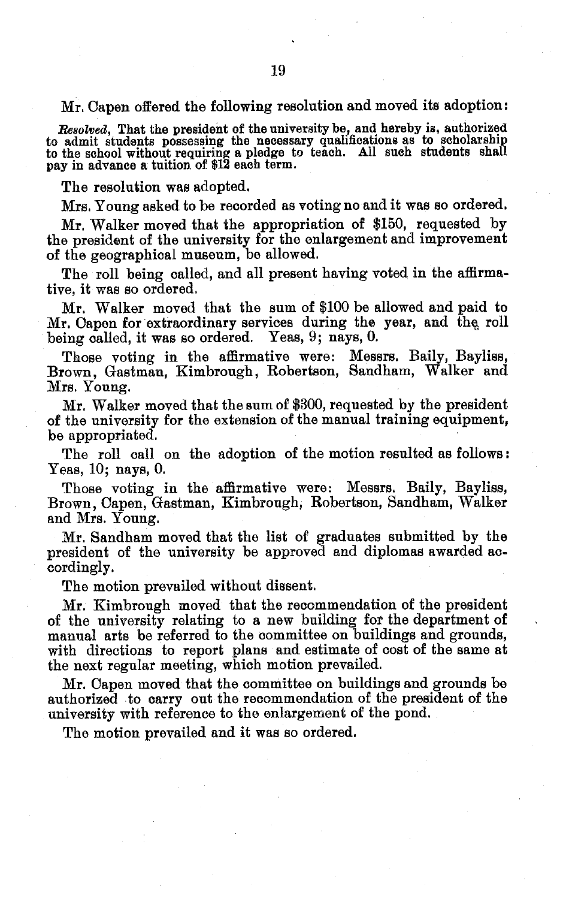Mr. Capen offered the following resolution and moved its adoption:

*Resolved*, That the president of the university be, and hereby is, authorized to admit students possessing the necessary qualifications as to scholarship to the school without requiring a pledge to teach. All such students shall pay in advance a tuition of $12 each term.

The resolution was adopted.

Mrs. Young asked to be recorded as voting no and it was so ordered.

Mr. Walker moved that the appropriation of $150, requested by the president of the university for the enlargement and improvement of the geographical museum, be allowed.

The roll being called, and all present having voted in the affirmative, it was so ordered.

Mr. Walker moved that the sum of $100 be allowed and paid to Mr. Capen for extraordinary services during the year, and the roll being called, it was so ordered. Yeas, 9; nays, 0.

Those voting in the affirmative were: Messrs. Baily, Bayliss, Brown, Gastman, Kimbrough, Robertson, Sandham, Walker and Mrs. Young.

Mr. Walker moved that the sum of $300, requested by the president of the university for the extension of the manual training equipment, be appropriated.

The roll call on the adoption of the motion resulted as follows: Yeas, 10; nays, 0.

Those voting in the affirmative were: Messrs. Baily, Bayliss, Brown, Capen, Gastman, Kimbrough, Robertson, Sandham, Walker and Mrs. Young.

Mr. Sandham moved that the list of graduates submitted by the president of the university be approved and diplomas awarded accordingly.

The motion prevailed without dissent.

Mr. Kimbrough moved that the recommendation of the president of the university relating to a new building for the department of manual arts be referred to the committee on buildings and grounds, with directions to report plans and estimate of cost of the same at the next regular meeting, which motion prevailed.

Mr. Capen moved that the committee on buildings and grounds be authorized to carry out the recommendation of the president of the university with reference to the enlargement of the pond.

The motion prevailed and it was so ordered.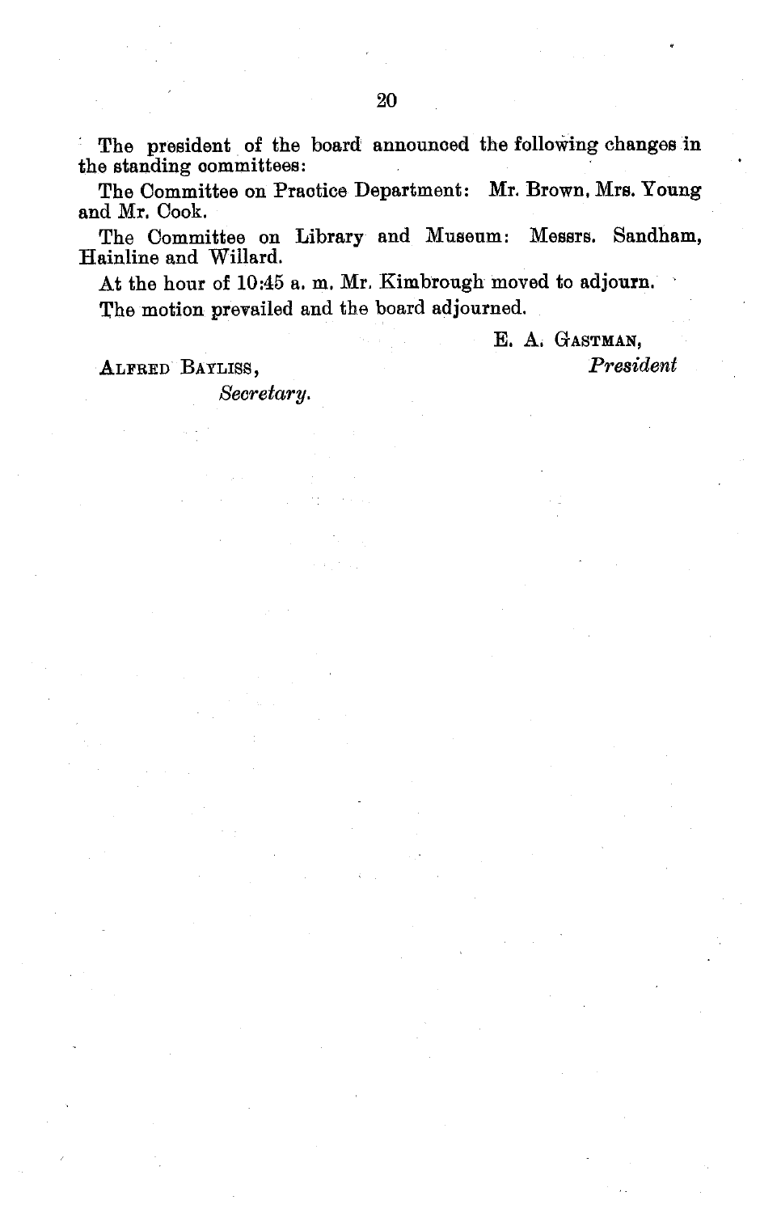The president of the board announced the following changes in the standing committees:

The Committee on Practice Department: Mr. Brown, Mrs. Young and Mr. Cook.

The Committee on Library and Museum: Messrs. Sandham, Hainline and Willard.

At the hour of 10:45 a. m. Mr. Kimbrough moved to adjourn.

The motion prevailed and the board adjourned.

E. A. GASTMAN,
*President*

ALFRED BAYLISS,
*Secretary.*